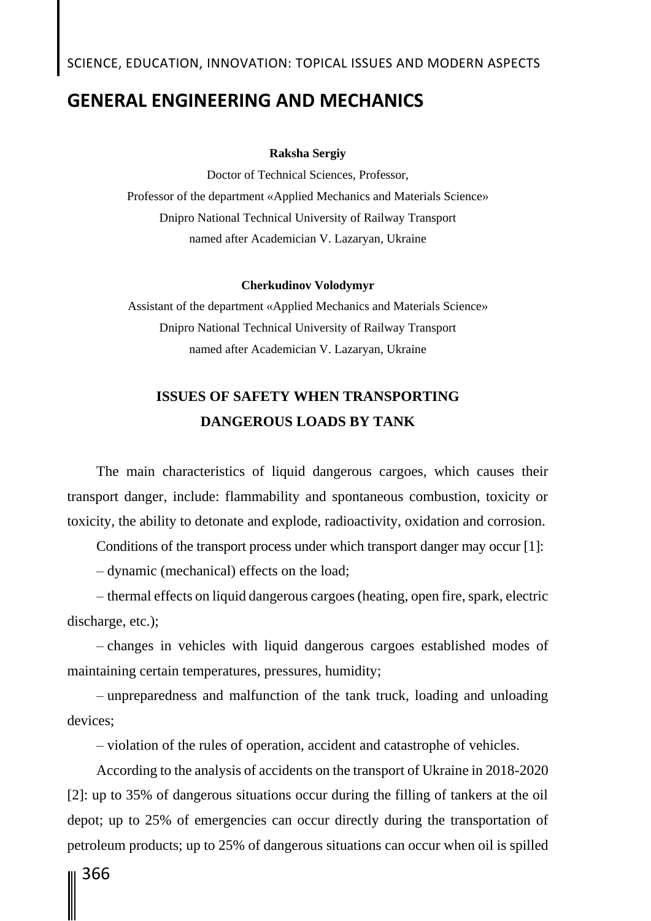# GENERAL ENGINEERING AND MECHANICS

**Raksha Sergiy**

Doctor of Technical Sciences, Professor,
Professor of the department «Applied Mechanics and Materials Science»
Dnipro National Technical University of Railway Transport
named after Academician V. Lazaryan, Ukraine

**Cherkudinov Volodymyr**

Assistant of the department «Applied Mechanics and Materials Science»
Dnipro National Technical University of Railway Transport
named after Academician V. Lazaryan, Ukraine

## ISSUES OF SAFETY WHEN TRANSPORTING DANGEROUS LOADS BY TANK

The main characteristics of liquid dangerous cargoes, which causes their transport danger, include: flammability and spontaneous combustion, toxicity or toxicity, the ability to detonate and explode, radioactivity, oxidation and corrosion.

Conditions of the transport process under which transport danger may occur [1]:

– dynamic (mechanical) effects on the load;

– thermal effects on liquid dangerous cargoes (heating, open fire, spark, electric discharge, etc.);

– changes in vehicles with liquid dangerous cargoes established modes of maintaining certain temperatures, pressures, humidity;

– unpreparedness and malfunction of the tank truck, loading and unloading devices;

– violation of the rules of operation, accident and catastrophe of vehicles.

According to the analysis of accidents on the transport of Ukraine in 2018-2020 [2]: up to 35% of dangerous situations occur during the filling of tankers at the oil depot; up to 25% of emergencies can occur directly during the transportation of petroleum products; up to 25% of dangerous situations can occur when oil is spilled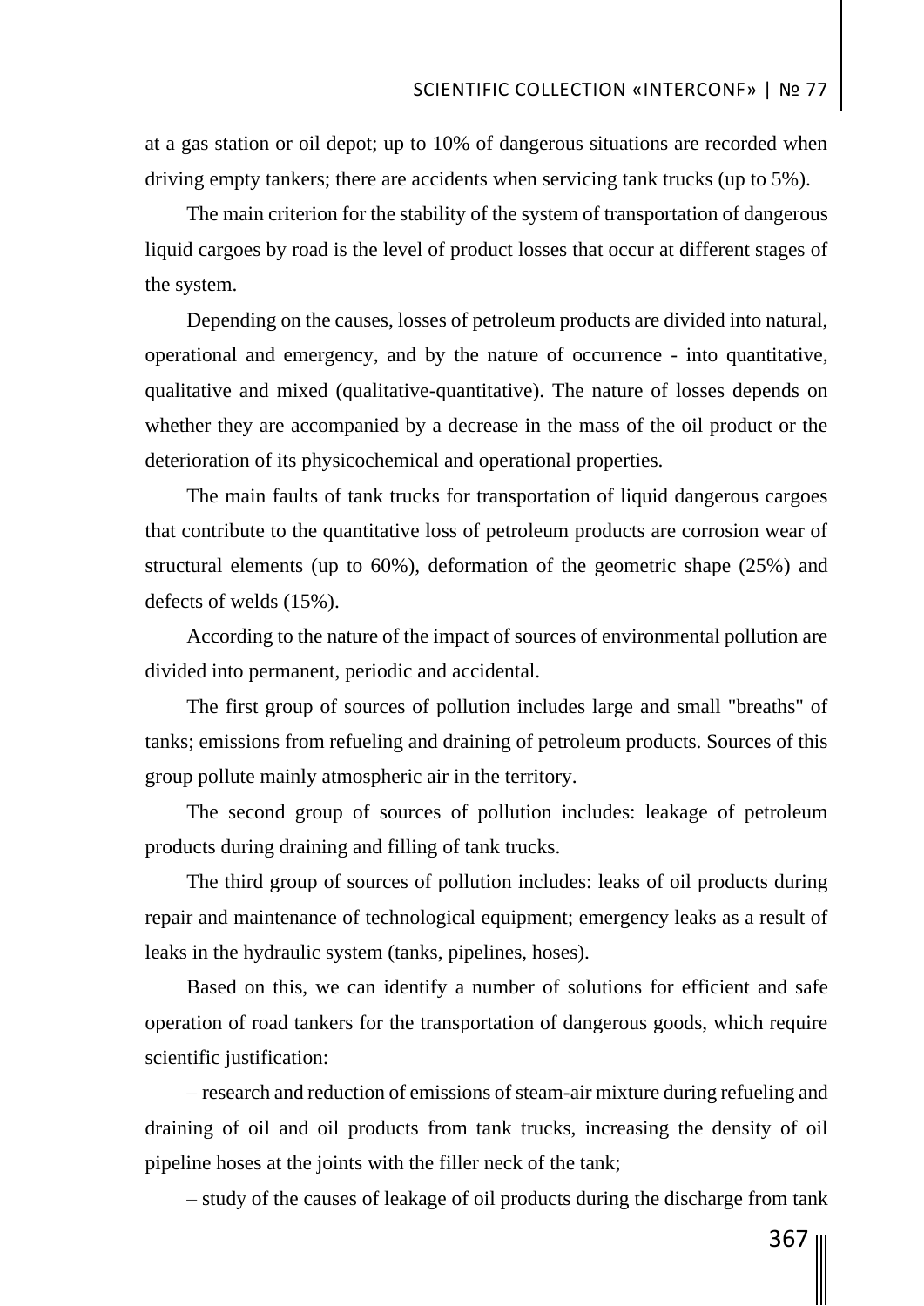at a gas station or oil depot; up to 10% of dangerous situations are recorded when driving empty tankers; there are accidents when servicing tank trucks (up to 5%).

The main criterion for the stability of the system of transportation of dangerous liquid cargoes by road is the level of product losses that occur at different stages of the system.

Depending on the causes, losses of petroleum products are divided into natural, operational and emergency, and by the nature of occurrence - into quantitative, qualitative and mixed (qualitative-quantitative). The nature of losses depends on whether they are accompanied by a decrease in the mass of the oil product or the deterioration of its physicochemical and operational properties.

The main faults of tank trucks for transportation of liquid dangerous cargoes that contribute to the quantitative loss of petroleum products are corrosion wear of structural elements (up to 60%), deformation of the geometric shape (25%) and defects of welds (15%).

According to the nature of the impact of sources of environmental pollution are divided into permanent, periodic and accidental.

The first group of sources of pollution includes large and small "breaths" of tanks; emissions from refueling and draining of petroleum products. Sources of this group pollute mainly atmospheric air in the territory.

The second group of sources of pollution includes: leakage of petroleum products during draining and filling of tank trucks.

The third group of sources of pollution includes: leaks of oil products during repair and maintenance of technological equipment; emergency leaks as a result of leaks in the hydraulic system (tanks, pipelines, hoses).

Based on this, we can identify a number of solutions for efficient and safe operation of road tankers for the transportation of dangerous goods, which require scientific justification:

– research and reduction of emissions of steam-air mixture during refueling and draining of oil and oil products from tank trucks, increasing the density of oil pipeline hoses at the joints with the filler neck of the tank;

– study of the causes of leakage of oil products during the discharge from tank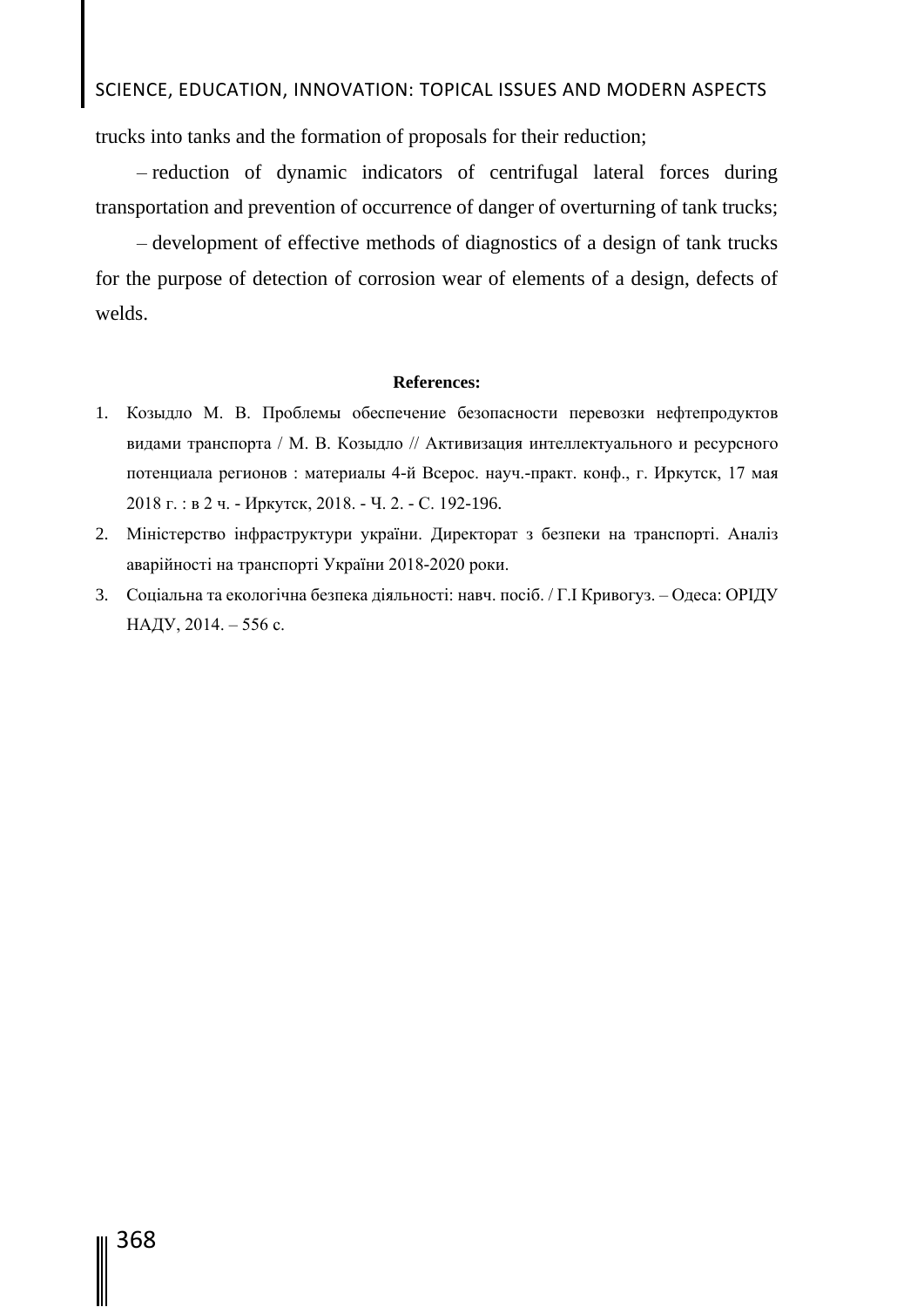trucks into tanks and the formation of proposals for their reduction;

– reduction of dynamic indicators of centrifugal lateral forces during transportation and prevention of occurrence of danger of overturning of tank trucks;

– development of effective methods of diagnostics of a design of tank trucks for the purpose of detection of corrosion wear of elements of a design, defects of welds.

**References:**

1. Козыдло М. В. Проблемы обеспечение безопасности перевозки нефтепродуктов видами транспорта / М. В. Козыдло // Активизация интеллектуального и ресурсного потенциала регионов : материалы 4-й Всерос. науч.-практ. конф., г. Иркутск, 17 мая 2018 г. : в 2 ч. - Иркутск, 2018. - Ч. 2. - С. 192-196.
2. Міністерство інфраструктури україни. Директорат з безпеки на транспорті. Аналіз аварійності на транспорті України 2018-2020 роки.
3. Соціальна та екологічна безпека діяльності: навч. посіб. / Г.І Кривогуз. – Одеса: ОРІДУ НАДУ, 2014. – 556 с.